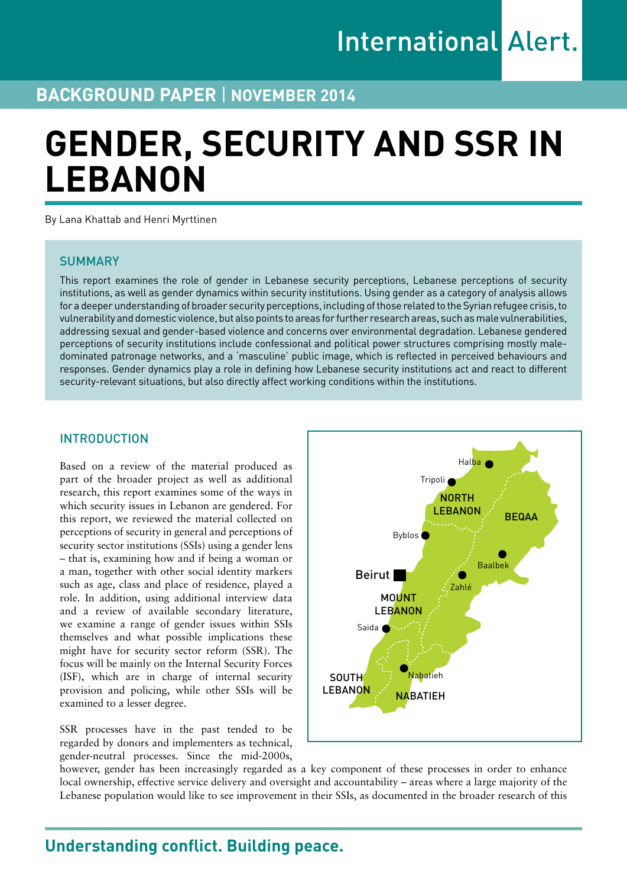International Alert.

**BACKGROUND PAPER | NOVEMBER 2014**

# GENDER, SECURITY AND SSR IN LEBANON

By Lana Khattab and Henri Myrttinen

## SUMMARY

This report examines the role of gender in Lebanese security perceptions, Lebanese perceptions of security institutions, as well as gender dynamics within security institutions. Using gender as a category of analysis allows for a deeper understanding of broader security perceptions, including of those related to the Syrian refugee crisis, to vulnerability and domestic violence, but also points to areas for further research areas, such as male vulnerabilities, addressing sexual and gender-based violence and concerns over environmental degradation. Lebanese gendered perceptions of security institutions include confessional and political power structures comprising mostly male-dominated patronage networks, and a 'masculine' public image, which is reflected in perceived behaviours and responses. Gender dynamics play a role in defining how Lebanese security institutions act and react to different security-relevant situations, but also directly affect working conditions within the institutions.

## INTRODUCTION

Based on a review of the material produced as part of the broader project as well as additional research, this report examines some of the ways in which security issues in Lebanon are gendered. For this report, we reviewed the material collected on perceptions of security in general and perceptions of security sector institutions (SSIs) using a gender lens – that is, examining how and if being a woman or a man, together with other social identity markers such as age, class and place of residence, played a role. In addition, using additional interview data and a review of available secondary literature, we examine a range of gender issues within SSIs themselves and what possible implications these might have for security sector reform (SSR). The focus will be mainly on the Internal Security Forces (ISF), which are in charge of internal security provision and policing, while other SSIs will be examined to a lesser degree.

Halba, Tripoli, NORTH LEBANON, BEQAA, Byblos, Baalbek, Beirut, Zahlé, MOUNT LEBANON, Saida, Nabatieh, SOUTH LEBANON, NABATIEH

SSR processes have in the past tended to be regarded by donors and implementers as technical, gender-neutral processes. Since the mid-2000s, however, gender has been increasingly regarded as a key component of these processes in order to enhance local ownership, effective service delivery and oversight and accountability – areas where a large majority of the Lebanese population would like to see improvement in their SSIs, as documented in the broader research of this

**Understanding conflict. Building peace.**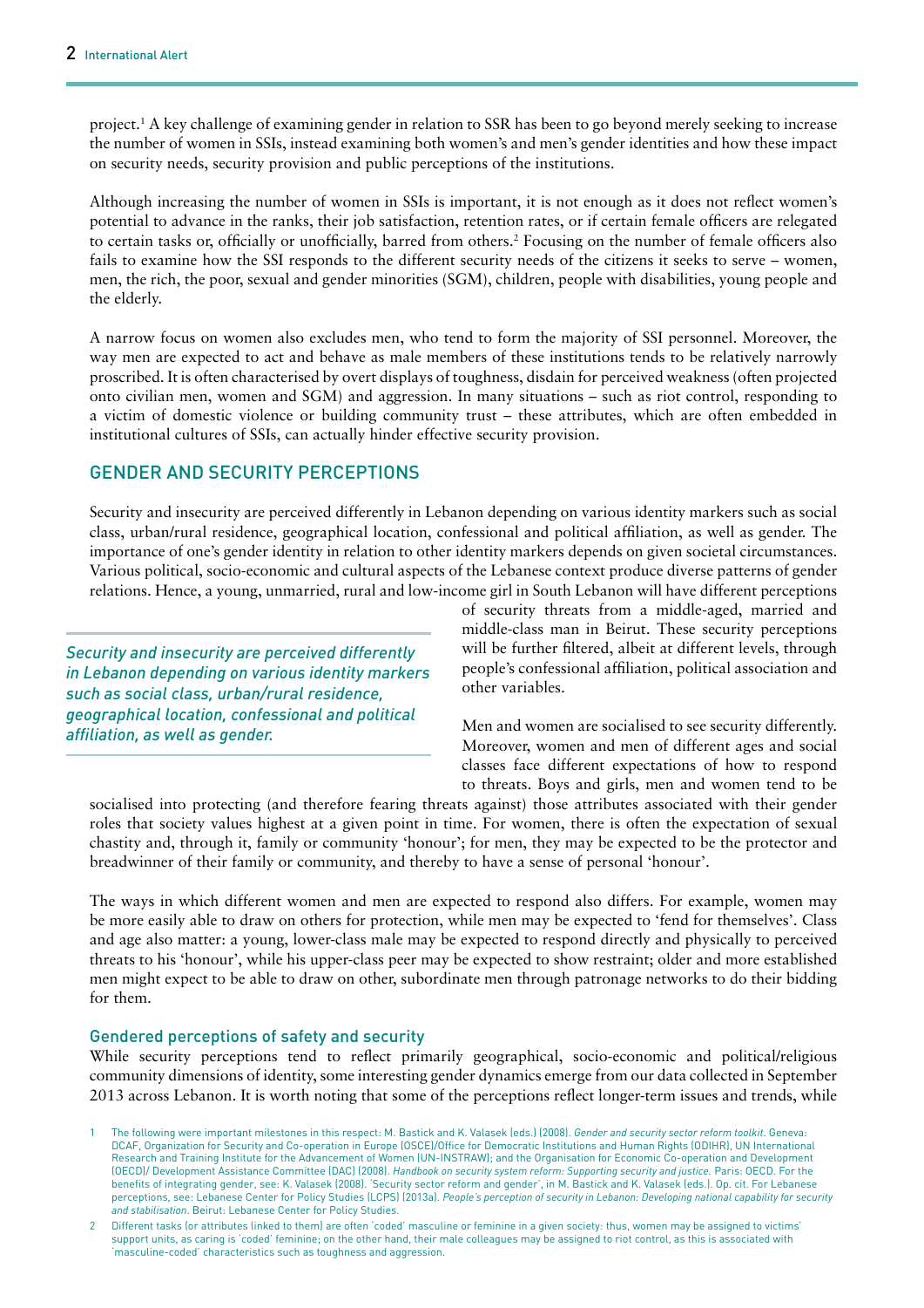project.[1] A key challenge of examining gender in relation to SSR has been to go beyond merely seeking to increase the number of women in SSIs, instead examining both women's and men's gender identities and how these impact on security needs, security provision and public perceptions of the institutions.

Although increasing the number of women in SSIs is important, it is not enough as it does not reflect women's potential to advance in the ranks, their job satisfaction, retention rates, or if certain female officers are relegated to certain tasks or, officially or unofficially, barred from others.[2] Focusing on the number of female officers also fails to examine how the SSI responds to the different security needs of the citizens it seeks to serve – women, men, the rich, the poor, sexual and gender minorities (SGM), children, people with disabilities, young people and the elderly.

A narrow focus on women also excludes men, who tend to form the majority of SSI personnel. Moreover, the way men are expected to act and behave as male members of these institutions tends to be relatively narrowly proscribed. It is often characterised by overt displays of toughness, disdain for perceived weakness (often projected onto civilian men, women and SGM) and aggression. In many situations – such as riot control, responding to a victim of domestic violence or building community trust – these attributes, which are often embedded in institutional cultures of SSIs, can actually hinder effective security provision.

## GENDER AND SECURITY PERCEPTIONS

Security and insecurity are perceived differently in Lebanon depending on various identity markers such as social class, urban/rural residence, geographical location, confessional and political affiliation, as well as gender. The importance of one's gender identity in relation to other identity markers depends on given societal circumstances. Various political, socio-economic and cultural aspects of the Lebanese context produce diverse patterns of gender relations. Hence, a young, unmarried, rural and low-income girl in South Lebanon will have different perceptions of security threats from a middle-aged, married and middle-class man in Beirut. These security perceptions will be further filtered, albeit at different levels, through people's confessional affiliation, political association and other variables.

*Security and insecurity are perceived differently in Lebanon depending on various identity markers such as social class, urban/rural residence, geographical location, confessional and political affiliation, as well as gender.*

Men and women are socialised to see security differently. Moreover, women and men of different ages and social classes face different expectations of how to respond to threats. Boys and girls, men and women tend to be socialised into protecting (and therefore fearing threats against) those attributes associated with their gender roles that society values highest at a given point in time. For women, there is often the expectation of sexual chastity and, through it, family or community 'honour'; for men, they may be expected to be the protector and breadwinner of their family or community, and thereby to have a sense of personal 'honour'.

The ways in which different women and men are expected to respond also differs. For example, women may be more easily able to draw on others for protection, while men may be expected to 'fend for themselves'. Class and age also matter: a young, lower-class male may be expected to respond directly and physically to perceived threats to his 'honour', while his upper-class peer may be expected to show restraint; older and more established men might expect to be able to draw on other, subordinate men through patronage networks to do their bidding for them.

### Gendered perceptions of safety and security

While security perceptions tend to reflect primarily geographical, socio-economic and political/religious community dimensions of identity, some interesting gender dynamics emerge from our data collected in September 2013 across Lebanon. It is worth noting that some of the perceptions reflect longer-term issues and trends, while

1 The following were important milestones in this respect: M. Bastick and K. Valasek (eds.) (2008). *Gender and security sector reform toolkit*. Geneva: DCAF, Organization for Security and Co-operation in Europe (OSCE)/Office for Democratic Institutions and Human Rights (ODIHR), UN International Research and Training Institute for the Advancement of Women (UN-INSTRAW); and the Organisation for Economic Co-operation and Development (OECD)/ Development Assistance Committee (DAC) (2008). *Handbook on security system reform: Supporting security and justice.* Paris: OECD. For the benefits of integrating gender, see: K. Valasek (2008). 'Security sector reform and gender', in M. Bastick and K. Valasek (eds.). Op. cit. For Lebanese perceptions, see: Lebanese Center for Policy Studies (LCPS) (2013a). *People's perception of security in Lebanon: Developing national capability for security and stabilisation*. Beirut: Lebanese Center for Policy Studies.

2 Different tasks (or attributes linked to them) are often 'coded' masculine or feminine in a given society: thus, women may be assigned to victims' support units, as caring is 'coded' feminine; on the other hand, their male colleagues may be assigned to riot control, as this is associated with 'masculine-coded' characteristics such as toughness and aggression.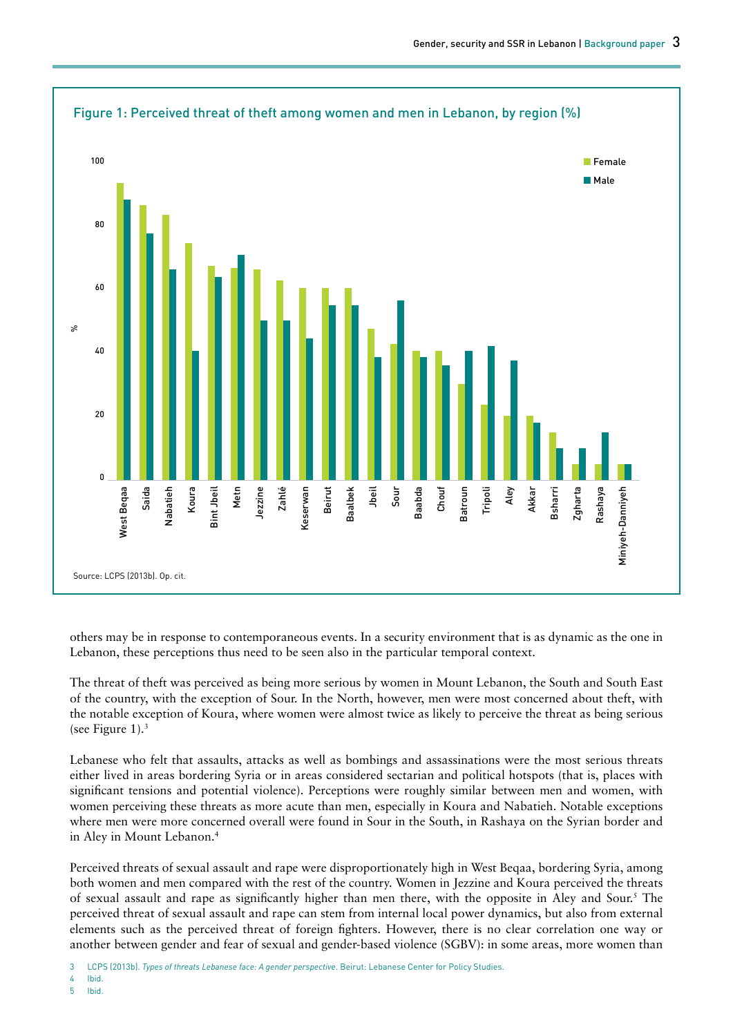**Figure 1: Perceived threat of theft among women and men in Lebanon, by region (%)**

Source: LCPS (2013b). Op. cit.

others may be in response to contemporaneous events. In a security environment that is as dynamic as the one in Lebanon, these perceptions thus need to be seen also in the particular temporal context.

The threat of theft was perceived as being more serious by women in Mount Lebanon, the South and South East of the country, with the exception of Sour. In the North, however, men were most concerned about theft, with the notable exception of Koura, where women were almost twice as likely to perceive the threat as being serious (see Figure 1).[3]

Lebanese who felt that assaults, attacks as well as bombings and assassinations were the most serious threats either lived in areas bordering Syria or in areas considered sectarian and political hotspots (that is, places with significant tensions and potential violence). Perceptions were roughly similar between men and women, with women perceiving these threats as more acute than men, especially in Koura and Nabatieh. Notable exceptions where men were more concerned overall were found in Sour in the South, in Rashaya on the Syrian border and in Aley in Mount Lebanon.[4]

Perceived threats of sexual assault and rape were disproportionately high in West Beqaa, bordering Syria, among both women and men compared with the rest of the country. Women in Jezzine and Koura perceived the threats of sexual assault and rape as significantly higher than men there, with the opposite in Aley and Sour.[5] The perceived threat of sexual assault and rape can stem from internal local power dynamics, but also from external elements such as the perceived threat of foreign fighters. However, there is no clear correlation one way or another between gender and fear of sexual and gender-based violence (SGBV): in some areas, more women than

3 LCPS (2013b). *Types of threats Lebanese face: A gender perspective*. Beirut: Lebanese Center for Policy Studies.

4 Ibid.

5 Ibid.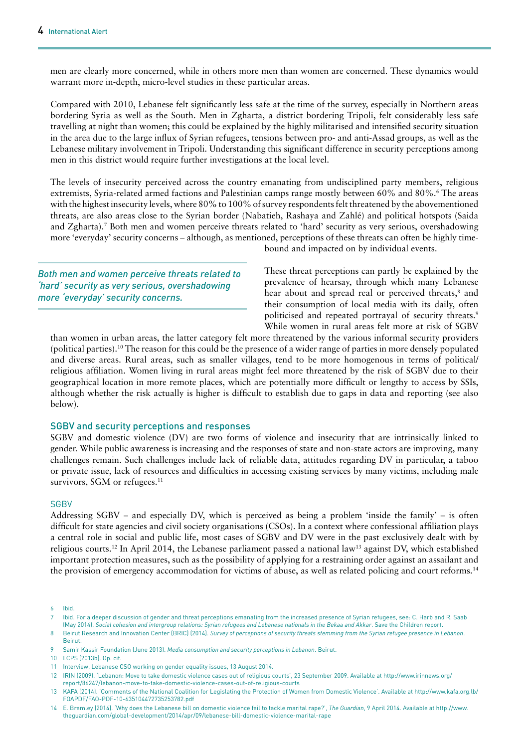men are clearly more concerned, while in others more men than women are concerned. These dynamics would warrant more in-depth, micro-level studies in these particular areas.

Compared with 2010, Lebanese felt significantly less safe at the time of the survey, especially in Northern areas bordering Syria as well as the South. Men in Zgharta, a district bordering Tripoli, felt considerably less safe travelling at night than women; this could be explained by the highly militarised and intensified security situation in the area due to the large influx of Syrian refugees, tensions between pro- and anti-Assad groups, as well as the Lebanese military involvement in Tripoli. Understanding this significant difference in security perceptions among men in this district would require further investigations at the local level.

The levels of insecurity perceived across the country emanating from undisciplined party members, religious extremists, Syria-related armed factions and Palestinian camps range mostly between 60% and 80%.[6] The areas with the highest insecurity levels, where 80% to 100% of survey respondents felt threatened by the abovementioned threats, are also areas close to the Syrian border (Nabatieh, Rashaya and Zahlé) and political hotspots (Saida and Zgharta).[7] Both men and women perceive threats related to 'hard' security as very serious, overshadowing more 'everyday' security concerns – although, as mentioned, perceptions of these threats can often be highly time-bound and impacted on by individual events.

*Both men and women perceive threats related to 'hard' security as very serious, overshadowing more 'everyday' security concerns.*

These threat perceptions can partly be explained by the prevalence of hearsay, through which many Lebanese hear about and spread real or perceived threats,[8] and their consumption of local media with its daily, often politicised and repeated portrayal of security threats.[9] While women in rural areas felt more at risk of SGBV than women in urban areas, the latter category felt more threatened by the various informal security providers (political parties).[10] The reason for this could be the presence of a wider range of parties in more densely populated and diverse areas. Rural areas, such as smaller villages, tend to be more homogenous in terms of political/religious affiliation. Women living in rural areas might feel more threatened by the risk of SGBV due to their geographical location in more remote places, which are potentially more difficult or lengthy to access by SSIs, although whether the risk actually is higher is difficult to establish due to gaps in data and reporting (see also below).

## SGBV and security perceptions and responses

SGBV and domestic violence (DV) are two forms of violence and insecurity that are intrinsically linked to gender. While public awareness is increasing and the responses of state and non-state actors are improving, many challenges remain. Such challenges include lack of reliable data, attitudes regarding DV in particular, a taboo or private issue, lack of resources and difficulties in accessing existing services by many victims, including male survivors, SGM or refugees.[11]

### SGBV

Addressing SGBV – and especially DV, which is perceived as being a problem 'inside the family' – is often difficult for state agencies and civil society organisations (CSOs). In a context where confessional affiliation plays a central role in social and public life, most cases of SGBV and DV were in the past exclusively dealt with by religious courts.[12] In April 2014, the Lebanese parliament passed a national law[13] against DV, which established important protection measures, such as the possibility of applying for a restraining order against an assailant and the provision of emergency accommodation for victims of abuse, as well as related policing and court reforms.[14]

---

6 Ibid.

7 Ibid. For a deeper discussion of gender and threat perceptions emanating from the increased presence of Syrian refugees, see: C. Harb and R. Saab (May 2014). *Social cohesion and intergroup relations: Syrian refugees and Lebanese nationals in the Bekaa and Akkar*. Save the Children report.

8 Beirut Research and Innovation Center (BRIC) (2014). *Survey of perceptions of security threats stemming from the Syrian refugee presence in Lebanon*. Beirut.

9 Samir Kassir Foundation (June 2013). *Media consumption and security perceptions in Lebanon*. Beirut.

10 LCPS (2013b). Op. cit.

11 Interview, Lebanese CSO working on gender equality issues, 13 August 2014.

12 IRIN (2009). 'Lebanon: Move to take domestic violence cases out of religious courts', 23 September 2009. Available at http://www.irinnews.org/report/86247/lebanon-move-to-take-domestic-violence-cases-out-of-religious-courts

13 KAFA (2014). 'Comments of the National Coalition for Legislating the Protection of Women from Domestic Violence'. Available at http://www.kafa.org.lb/FOAPDF/FAO-PDF-10-635104472735253782.pdf

14 E. Bramley (2014). 'Why does the Lebanese bill on domestic violence fail to tackle marital rape?', *The Guardian*, 9 April 2014. Available at http://www.theguardian.com/global-development/2014/apr/09/lebanese-bill-domestic-violence-marital-rape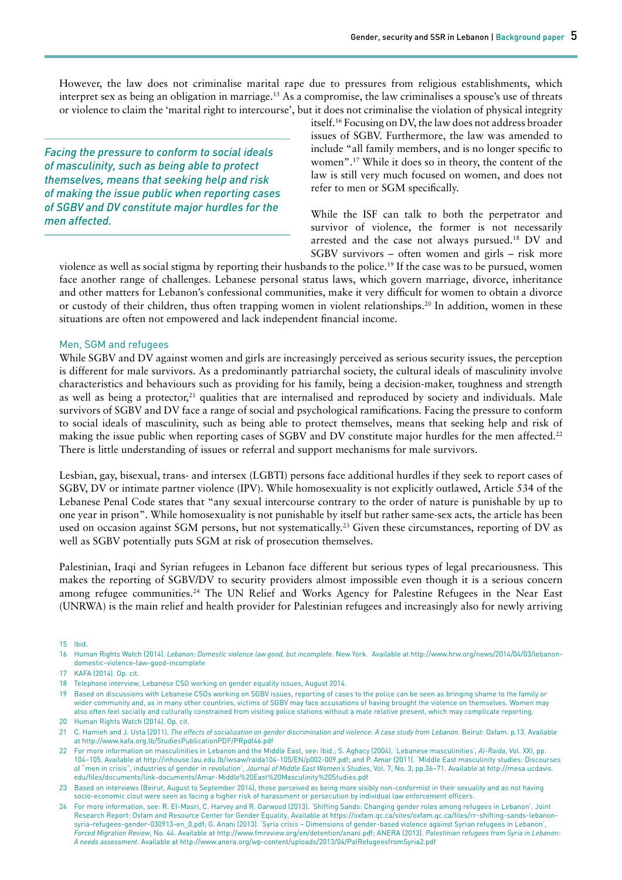However, the law does not criminalise marital rape due to pressures from religious establishments, which interpret sex as being an obligation in marriage.[15] As a compromise, the law criminalises a spouse's use of threats or violence to claim the 'marital right to intercourse', but it does not criminalise the violation of physical integrity itself.[16] Focusing on DV, the law does not address broader issues of SGBV. Furthermore, the law was amended to include "all family members, and is no longer specific to women".[17] While it does so in theory, the content of the law is still very much focused on women, and does not refer to men or SGM specifically.

> *Facing the pressure to conform to social ideals of masculinity, such as being able to protect themselves, means that seeking help and risk of making the issue public when reporting cases of SGBV and DV constitute major hurdles for the men affected.*

While the ISF can talk to both the perpetrator and survivor of violence, the former is not necessarily arrested and the case not always pursued.[18] DV and SGBV survivors – often women and girls – risk more violence as well as social stigma by reporting their husbands to the police.[19] If the case was to be pursued, women face another range of challenges. Lebanese personal status laws, which govern marriage, divorce, inheritance and other matters for Lebanon's confessional communities, make it very difficult for women to obtain a divorce or custody of their children, thus often trapping women in violent relationships.[20] In addition, women in these situations are often not empowered and lack independent financial income.

### Men, SGM and refugees

While SGBV and DV against women and girls are increasingly perceived as serious security issues, the perception is different for male survivors. As a predominantly patriarchal society, the cultural ideals of masculinity involve characteristics and behaviours such as providing for his family, being a decision-maker, toughness and strength as well as being a protector,[21] qualities that are internalised and reproduced by society and individuals. Male survivors of SGBV and DV face a range of social and psychological ramifications. Facing the pressure to conform to social ideals of masculinity, such as being able to protect themselves, means that seeking help and risk of making the issue public when reporting cases of SGBV and DV constitute major hurdles for the men affected.[22] There is little understanding of issues or referral and support mechanisms for male survivors.

Lesbian, gay, bisexual, trans- and intersex (LGBTI) persons face additional hurdles if they seek to report cases of SGBV, DV or intimate partner violence (IPV). While homosexuality is not explicitly outlawed, Article 534 of the Lebanese Penal Code states that "any sexual intercourse contrary to the order of nature is punishable by up to one year in prison". While homosexuality is not punishable by itself but rather same-sex acts, the article has been used on occasion against SGM persons, but not systematically.[23] Given these circumstances, reporting of DV as well as SGBV potentially puts SGM at risk of prosecution themselves.

Palestinian, Iraqi and Syrian refugees in Lebanon face different but serious types of legal precariousness. This makes the reporting of SGBV/DV to security providers almost impossible even though it is a serious concern among refugee communities.[24] The UN Relief and Works Agency for Palestine Refugees in the Near East (UNRWA) is the main relief and health provider for Palestinian refugees and increasingly also for newly arriving

---

15 Ibid.

16 Human Rights Watch (2014). *Lebanon: Domestic violence law good, but incomplete*. New York. Available at http://www.hrw.org/news/2014/04/03/lebanon-domestic-violence-law-good-incomplete

17 KAFA (2014). Op. cit.

18 Telephone interview, Lebanese CSO working on gender equality issues, August 2014.

19 Based on discussions with Lebanese CSOs working on SGBV issues, reporting of cases to the police can be seen as bringing shame to the family or wider community and, as in many other countries, victims of SGBV may face accusations of having brought the violence on themselves. Women may also often feel socially and culturally constrained from visiting police stations without a male relative present, which may complicate reporting.

20 Human Rights Watch (2014). Op. cit.

21 C. Hamieh and J. Usta (2011). *The effects of socialization on gender discrimination and violence: A case study from Lebanon*. Beirut: Oxfam. p.13. Available at http://www.kafa.org.lb/StudiesPublicationPDF/PRpdf46.pdf

22 For more information on masculinities in Lebanon and the Middle East, see: Ibid.; S. Aghacy (2004). 'Lebanese masculinities', *Al-Raida*, Vol. XXI, pp. 104–105. Available at http://inhouse.lau.edu.lb/iwsaw/raida104-105/EN/p002-009.pdf; and P. Amar (2011). 'Middle East masculinity studies: Discourses of "men in crisis", industries of gender in revolution', *Journal of Middle East Women's Studies*, Vol. 7, No. 3, pp.36–71. Available at http://mesa.ucdavis.edu/files/documents/link-documents/Amar-Middle%20East%20Masculinity%20Studies.pdf

23 Based on interviews (Beirut, August to September 2014), those perceived as being more visibly non-conformist in their sexuality and as not having socio-economic clout were seen as facing a higher risk of harassment or persecution by individual law enforcement officers.

24 For more information, see: R. El-Masri, C. Harvey and R. Garwood (2013). 'Shifting Sands: Changing gender roles among refugees in Lebanon'. Joint Research Report: Oxfam and Resource Center for Gender Equality, Available at https://oxfam.qc.ca/sites/oxfam.qc.ca/files/rr-shifting-sands-lebanon-syria-refugees-gender-030913-en_0.pdf; G. Anani (2013). 'Syria crisis – Dimensions of gender-based violence against Syrian refugees in Lebanon', *Forced Migration Review*, No. 44. Available at http://www.fmreview.org/en/detention/anani.pdf; ANERA (2013). *Palestinian refugees from Syria in Lebanon: A needs assessment*. Available at http://www.anera.org/wp-content/uploads/2013/04/PalRefugeesfromSyria2.pdf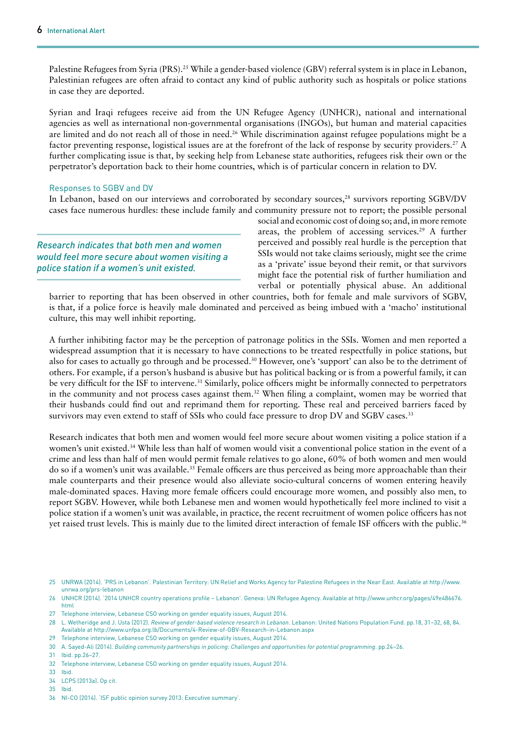Palestine Refugees from Syria (PRS).[25] While a gender-based violence (GBV) referral system is in place in Lebanon, Palestinian refugees are often afraid to contact any kind of public authority such as hospitals or police stations in case they are deported.

Syrian and Iraqi refugees receive aid from the UN Refugee Agency (UNHCR), national and international agencies as well as international non-governmental organisations (INGOs), but human and material capacities are limited and do not reach all of those in need.[26] While discrimination against refugee populations might be a factor preventing response, logistical issues are at the forefront of the lack of response by security providers.[27] A further complicating issue is that, by seeking help from Lebanese state authorities, refugees risk their own or the perpetrator's deportation back to their home countries, which is of particular concern in relation to DV.

### Responses to SGBV and DV

In Lebanon, based on our interviews and corroborated by secondary sources,[28] survivors reporting SGBV/DV cases face numerous hurdles: these include family and community pressure not to report; the possible personal social and economic cost of doing so; and, in more remote areas, the problem of accessing services.[29] A further perceived and possibly real hurdle is the perception that SSIs would not take claims seriously, might see the crime as a 'private' issue beyond their remit, or that survivors might face the potential risk of further humiliation and verbal or potentially physical abuse. An additional barrier to reporting that has been observed in other countries, both for female and male survivors of SGBV, is that, if a police force is heavily male dominated and perceived as being imbued with a 'macho' institutional culture, this may well inhibit reporting.

*Research indicates that both men and women would feel more secure about women visiting a police station if a women's unit existed.*

A further inhibiting factor may be the perception of patronage politics in the SSIs. Women and men reported a widespread assumption that it is necessary to have connections to be treated respectfully in police stations, but also for cases to actually go through and be processed.[30] However, one's 'support' can also be to the detriment of others. For example, if a person's husband is abusive but has political backing or is from a powerful family, it can be very difficult for the ISF to intervene.[31] Similarly, police officers might be informally connected to perpetrators in the community and not process cases against them.[32] When filing a complaint, women may be worried that their husbands could find out and reprimand them for reporting. These real and perceived barriers faced by survivors may even extend to staff of SSIs who could face pressure to drop DV and SGBV cases.[33]

Research indicates that both men and women would feel more secure about women visiting a police station if a women's unit existed.[34] While less than half of women would visit a conventional police station in the event of a crime and less than half of men would permit female relatives to go alone, 60% of both women and men would do so if a women's unit was available.[35] Female officers are thus perceived as being more approachable than their male counterparts and their presence would also alleviate socio-cultural concerns of women entering heavily male-dominated spaces. Having more female officers could encourage more women, and possibly also men, to report SGBV. However, while both Lebanese men and women would hypothetically feel more inclined to visit a police station if a women's unit was available, in practice, the recent recruitment of women police officers has not yet raised trust levels. This is mainly due to the limited direct interaction of female ISF officers with the public.[36]

---

25 UNRWA (2014). 'PRS in Lebanon'. Palestinian Territory: UN Relief and Works Agency for Palestine Refugees in the Near East. Available at http://www.unrwa.org/prs-lebanon

26 UNHCR (2014). '2014 UNHCR country operations profile – Lebanon'. Geneva: UN Refugee Agency. Available at http://www.unhcr.org/pages/49e486676.html

27 Telephone interview, Lebanese CSO working on gender equality issues, August 2014.

28 L. Wetheridge and J. Usta (2012). *Review of gender-based violence research in Lebanon*. Lebanon: United Nations Population Fund. pp.18, 31–32, 68, 84. Available at http://www.unfpa.org.lb/Documents/4-Review-of-GBV-Research-in-Lebanon.aspx

29 Telephone interview, Lebanese CSO working on gender equality issues, August 2014.

30 A. Sayed-Ali (2014). *Building community partnerships in policing: Challenges and opportunities for potential programming*. pp.24–26.

31 Ibid. pp.26–27.

32 Telephone interview, Lebanese CSO working on gender equality issues, August 2014.

33 Ibid.

34 LCPS (2013a). Op cit.

35 Ibid.

36 NI-CO (2014). 'ISF public opinion survey 2013: Executive summary'.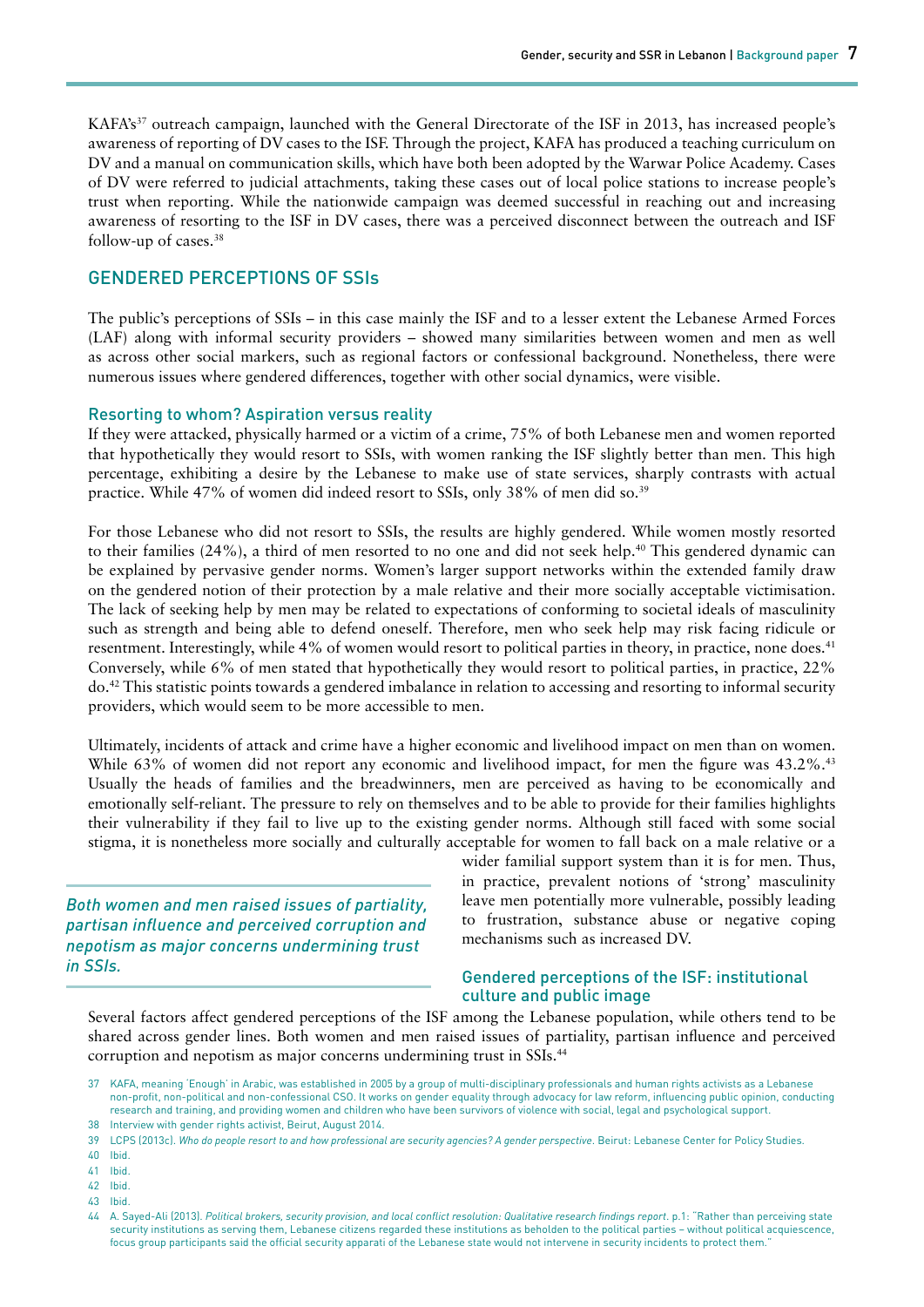KAFA's[37] outreach campaign, launched with the General Directorate of the ISF in 2013, has increased people's awareness of reporting of DV cases to the ISF. Through the project, KAFA has produced a teaching curriculum on DV and a manual on communication skills, which have both been adopted by the Warwar Police Academy. Cases of DV were referred to judicial attachments, taking these cases out of local police stations to increase people's trust when reporting. While the nationwide campaign was deemed successful in reaching out and increasing awareness of resorting to the ISF in DV cases, there was a perceived disconnect between the outreach and ISF follow-up of cases.[38]

## GENDERED PERCEPTIONS OF SSIs

The public's perceptions of SSIs – in this case mainly the ISF and to a lesser extent the Lebanese Armed Forces (LAF) along with informal security providers – showed many similarities between women and men as well as across other social markers, such as regional factors or confessional background. Nonetheless, there were numerous issues where gendered differences, together with other social dynamics, were visible.

### Resorting to whom? Aspiration versus reality

If they were attacked, physically harmed or a victim of a crime, 75% of both Lebanese men and women reported that hypothetically they would resort to SSIs, with women ranking the ISF slightly better than men. This high percentage, exhibiting a desire by the Lebanese to make use of state services, sharply contrasts with actual practice. While 47% of women did indeed resort to SSIs, only 38% of men did so.[39]

For those Lebanese who did not resort to SSIs, the results are highly gendered. While women mostly resorted to their families (24%), a third of men resorted to no one and did not seek help.[40] This gendered dynamic can be explained by pervasive gender norms. Women's larger support networks within the extended family draw on the gendered notion of their protection by a male relative and their more socially acceptable victimisation. The lack of seeking help by men may be related to expectations of conforming to societal ideals of masculinity such as strength and being able to defend oneself. Therefore, men who seek help may risk facing ridicule or resentment. Interestingly, while 4% of women would resort to political parties in theory, in practice, none does.[41] Conversely, while 6% of men stated that hypothetically they would resort to political parties, in practice, 22% do.[42] This statistic points towards a gendered imbalance in relation to accessing and resorting to informal security providers, which would seem to be more accessible to men.

Ultimately, incidents of attack and crime have a higher economic and livelihood impact on men than on women. While 63% of women did not report any economic and livelihood impact, for men the figure was 43.2%.[43] Usually the heads of families and the breadwinners, men are perceived as having to be economically and emotionally self-reliant. The pressure to rely on themselves and to be able to provide for their families highlights their vulnerability if they fail to live up to the existing gender norms. Although still faced with some social stigma, it is nonetheless more socially and culturally acceptable for women to fall back on a male relative or a wider familial support system than it is for men. Thus, in practice, prevalent notions of 'strong' masculinity leave men potentially more vulnerable, possibly leading to frustration, substance abuse or negative coping mechanisms such as increased DV.

> *Both women and men raised issues of partiality, partisan influence and perceived corruption and nepotism as major concerns undermining trust in SSIs.*

### Gendered perceptions of the ISF: institutional culture and public image

Several factors affect gendered perceptions of the ISF among the Lebanese population, while others tend to be shared across gender lines. Both women and men raised issues of partiality, partisan influence and perceived corruption and nepotism as major concerns undermining trust in SSIs.[44]

---

37 KAFA, meaning 'Enough' in Arabic, was established in 2005 by a group of multi-disciplinary professionals and human rights activists as a Lebanese non-profit, non-political and non-confessional CSO. It works on gender equality through advocacy for law reform, influencing public opinion, conducting research and training, and providing women and children who have been survivors of violence with social, legal and psychological support.

38 Interview with gender rights activist, Beirut, August 2014.

39 LCPS (2013c). *Who do people resort to and how professional are security agencies? A gender perspective*. Beirut: Lebanese Center for Policy Studies.

40 Ibid.

41 Ibid.

42 Ibid.

43 Ibid.

44 A. Sayed-Ali (2013). *Political brokers, security provision, and local conflict resolution: Qualitative research findings report*. p.1: "Rather than perceiving state security institutions as serving them, Lebanese citizens regarded these institutions as beholden to the political parties – without political acquiescence, focus group participants said the official security apparati of the Lebanese state would not intervene in security incidents to protect them."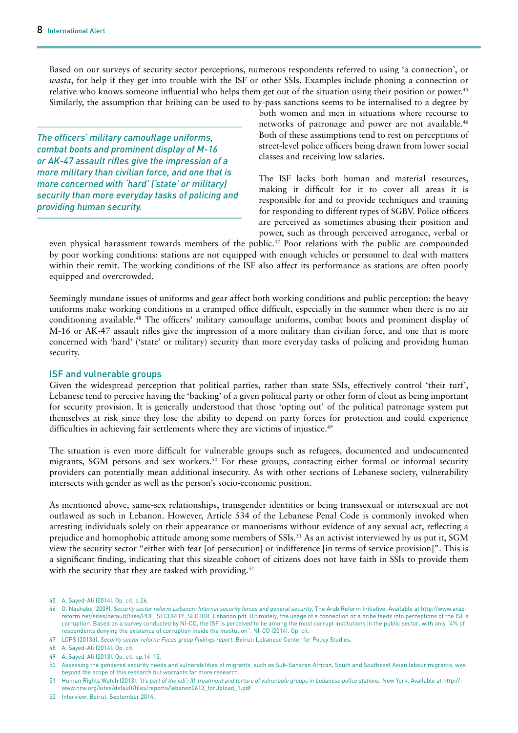Based on our surveys of security sector perceptions, numerous respondents referred to using 'a connection', or *wasta*, for help if they get into trouble with the ISF or other SSIs. Examples include phoning a connection or relative who knows someone influential who helps them get out of the situation using their position or power.[45] Similarly, the assumption that bribing can be used to by-pass sanctions seems to be internalised to a degree by both women and men in situations where recourse to networks of patronage and power are not available.[46] Both of these assumptions tend to rest on perceptions of street-level police officers being drawn from lower social classes and receiving low salaries.

*The officers' military camouflage uniforms, combat boots and prominent display of M-16 or AK-47 assault rifles give the impression of a more military than civilian force, and one that is more concerned with 'hard' ('state' or military) security than more everyday tasks of policing and providing human security.*

The ISF lacks both human and material resources, making it difficult for it to cover all areas it is responsible for and to provide techniques and training for responding to different types of SGBV. Police officers are perceived as sometimes abusing their position and power, such as through perceived arrogance, verbal or even physical harassment towards members of the public.[47] Poor relations with the public are compounded by poor working conditions: stations are not equipped with enough vehicles or personnel to deal with matters within their remit. The working conditions of the ISF also affect its performance as stations are often poorly equipped and overcrowded.

Seemingly mundane issues of uniforms and gear affect both working conditions and public perception: the heavy uniforms make working conditions in a cramped office difficult, especially in the summer when there is no air conditioning available.[48] The officers' military camouflage uniforms, combat boots and prominent display of M-16 or AK-47 assault rifles give the impression of a more military than civilian force, and one that is more concerned with 'hard' ('state' or military) security than more everyday tasks of policing and providing human security.

### ISF and vulnerable groups

Given the widespread perception that political parties, rather than state SSIs, effectively control 'their turf', Lebanese tend to perceive having the 'backing' of a given political party or other form of clout as being important for security provision. It is generally understood that those 'opting out' of the political patronage system put themselves at risk since they lose the ability to depend on party forces for protection and could experience difficulties in achieving fair settlements where they are victims of injustice.[49]

The situation is even more difficult for vulnerable groups such as refugees, documented and undocumented migrants, SGM persons and sex workers.[50] For these groups, contacting either formal or informal security providers can potentially mean additional insecurity. As with other sections of Lebanese society, vulnerability intersects with gender as well as the person's socio-economic position.

As mentioned above, same-sex relationships, transgender identities or being transsexual or intersexual are not outlawed as such in Lebanon. However, Article 534 of the Lebanese Penal Code is commonly invoked when arresting individuals solely on their appearance or mannerisms without evidence of any sexual act, reflecting a prejudice and homophobic attitude among some members of SSIs.[51] As an activist interviewed by us put it, SGM view the security sector "either with fear [of persecution] or indifference [in terms of service provision]". This is a significant finding, indicating that this sizeable cohort of citizens does not have faith in SSIs to provide them with the security that they are tasked with providing.[52]

---

45 A. Sayed-Ali (2014). Op. cit. p.26.

46 O. Nashabe (2009). *Security sector reform Lebanon: Internal security forces and general security*, The Arab Reform Initiative. Available at http://www.arab-reform.net/sites/default/files/PDF_SECURITY_SECTOR_Lebanon.pdf. Ultimately, the usage of a connection or a bribe feeds into perceptions of the ISF's corruption. Based on a survey conducted by NI-CO, the ISF is perceived to be among the most corrupt institutions in the public sector, with only "4% of respondents denying the existence of corruption inside the institution". NI-CO (2014). Op. cit.

47 LCPS (2013d). *Security sector reform: Focus group findings report*. Beirut: Lebanese Center for Policy Studies.

48 A. Sayed-Ali (2014). Op. cit.

49 A. Sayed-Ali (2013). Op. cit. pp.14–15.

50 Assessing the gendered security needs and vulnerabilities of migrants, such as Sub-Saharan African, South and Southeast Asian labour migrants, was beyond the scope of this research but warrants far more research.

51 Human Rights Watch (2013). *'It's part of the job': Ill-treatment and torture of vulnerable groups in Lebanese police stations*. New York. Available at http://www.hrw.org/sites/default/files/reports/lebanon0613_forUpload_1.pdf

52 Interview, Beirut, September 2014.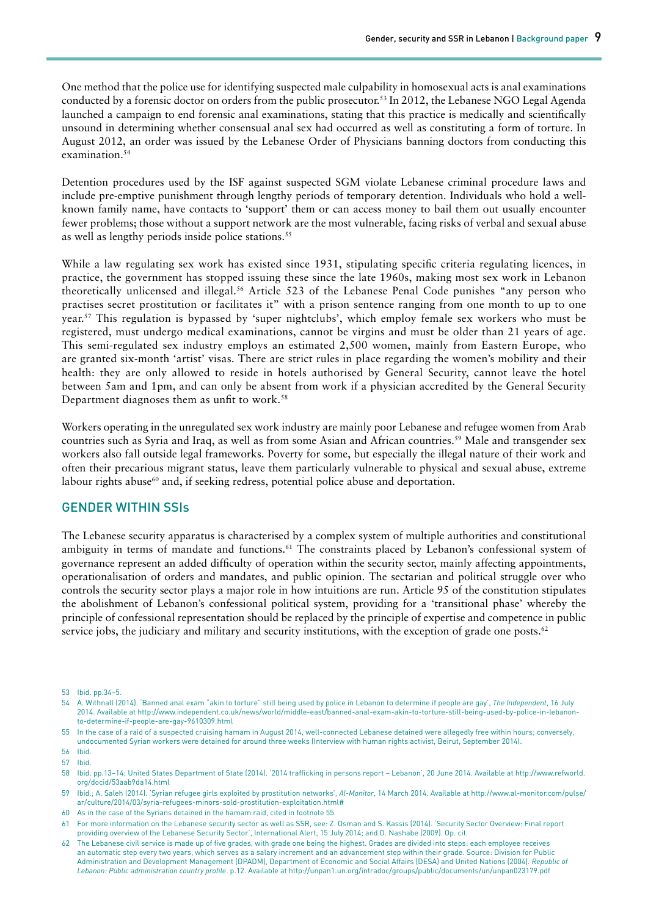One method that the police use for identifying suspected male culpability in homosexual acts is anal examinations conducted by a forensic doctor on orders from the public prosecutor.[53] In 2012, the Lebanese NGO Legal Agenda launched a campaign to end forensic anal examinations, stating that this practice is medically and scientifically unsound in determining whether consensual anal sex had occurred as well as constituting a form of torture. In August 2012, an order was issued by the Lebanese Order of Physicians banning doctors from conducting this examination.[54]

Detention procedures used by the ISF against suspected SGM violate Lebanese criminal procedure laws and include pre-emptive punishment through lengthy periods of temporary detention. Individuals who hold a well-known family name, have contacts to 'support' them or can access money to bail them out usually encounter fewer problems; those without a support network are the most vulnerable, facing risks of verbal and sexual abuse as well as lengthy periods inside police stations.[55]

While a law regulating sex work has existed since 1931, stipulating specific criteria regulating licences, in practice, the government has stopped issuing these since the late 1960s, making most sex work in Lebanon theoretically unlicensed and illegal.[56] Article 523 of the Lebanese Penal Code punishes "any person who practises secret prostitution or facilitates it" with a prison sentence ranging from one month to up to one year.[57] This regulation is bypassed by 'super nightclubs', which employ female sex workers who must be registered, must undergo medical examinations, cannot be virgins and must be older than 21 years of age. This semi-regulated sex industry employs an estimated 2,500 women, mainly from Eastern Europe, who are granted six-month 'artist' visas. There are strict rules in place regarding the women's mobility and their health: they are only allowed to reside in hotels authorised by General Security, cannot leave the hotel between 5am and 1pm, and can only be absent from work if a physician accredited by the General Security Department diagnoses them as unfit to work.[58]

Workers operating in the unregulated sex work industry are mainly poor Lebanese and refugee women from Arab countries such as Syria and Iraq, as well as from some Asian and African countries.[59] Male and transgender sex workers also fall outside legal frameworks. Poverty for some, but especially the illegal nature of their work and often their precarious migrant status, leave them particularly vulnerable to physical and sexual abuse, extreme labour rights abuse[60] and, if seeking redress, potential police abuse and deportation.

## GENDER WITHIN SSIs

The Lebanese security apparatus is characterised by a complex system of multiple authorities and constitutional ambiguity in terms of mandate and functions.[61] The constraints placed by Lebanon's confessional system of governance represent an added difficulty of operation within the security sector, mainly affecting appointments, operationalisation of orders and mandates, and public opinion. The sectarian and political struggle over who controls the security sector plays a major role in how intuitions are run. Article 95 of the constitution stipulates the abolishment of Lebanon's confessional political system, providing for a 'transitional phase' whereby the principle of confessional representation should be replaced by the principle of expertise and competence in public service jobs, the judiciary and military and security institutions, with the exception of grade one posts.[62]

---

53 Ibid. pp.34–5.

54 A. Withnall (2014). 'Banned anal exam "akin to torture" still being used by police in Lebanon to determine if people are gay', *The Independent*, 16 July 2014. Available at http://www.independent.co.uk/news/world/middle-east/banned-anal-exam-akin-to-torture-still-being-used-by-police-in-lebanon-to-determine-if-people-are-gay-9610309.html

55 In the case of a raid of a suspected cruising hamam in August 2014, well-connected Lebanese detained were allegedly free within hours; conversely, undocumented Syrian workers were detained for around three weeks (Interview with human rights activist, Beirut, September 2014).

56 Ibid.

57 Ibid.

58 Ibid. pp.13–14; United States Department of State (2014). '2014 trafficking in persons report – Lebanon', 20 June 2014. Available at http://www.refworld.org/docid/53aab9da14.html

59 Ibid.; A. Saleh (2014). 'Syrian refugee girls exploited by prostitution networks', *Al-Monitor*, 14 March 2014. Available at http://www.al-monitor.com/pulse/ar/culture/2014/03/syria-refugees-minors-sold-prostitution-exploitation.html#

60 As in the case of the Syrians detained in the hamam raid, cited in footnote 55.

61 For more information on the Lebanese security sector as well as SSR, see: Z. Osman and S. Kassis (2014). 'Security Sector Overview: Final report providing overview of the Lebanese Security Sector', International Alert, 15 July 2014; and O. Nashabe (2009). Op. cit.

62 The Lebanese civil service is made up of five grades, with grade one being the highest. Grades are divided into steps: each employee receives an automatic step every two years, which serves as a salary increment and an advancement step within their grade. Source: Division for Public Administration and Development Management (DPADM), Department of Economic and Social Affairs (DESA) and United Nations (2004). *Republic of Lebanon: Public administration country profile*. p.12. Available at http://unpan1.un.org/intradoc/groups/public/documents/un/unpan023179.pdf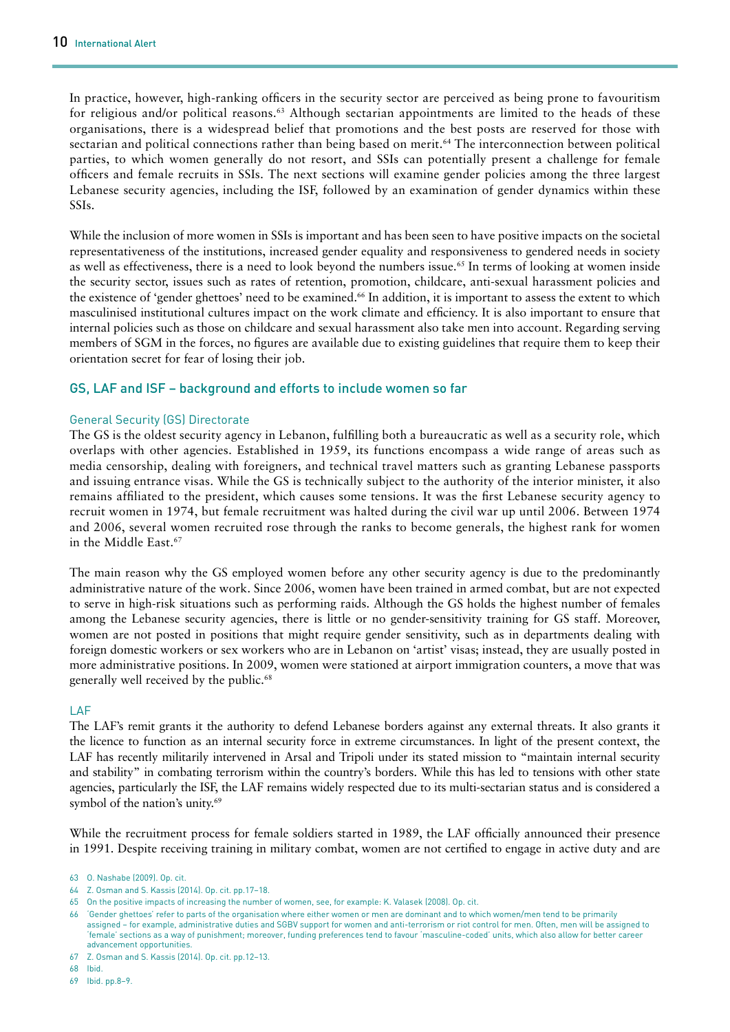In practice, however, high-ranking officers in the security sector are perceived as being prone to favouritism for religious and/or political reasons.[63] Although sectarian appointments are limited to the heads of these organisations, there is a widespread belief that promotions and the best posts are reserved for those with sectarian and political connections rather than being based on merit.[64] The interconnection between political parties, to which women generally do not resort, and SSIs can potentially present a challenge for female officers and female recruits in SSIs. The next sections will examine gender policies among the three largest Lebanese security agencies, including the ISF, followed by an examination of gender dynamics within these SSIs.

While the inclusion of more women in SSIs is important and has been seen to have positive impacts on the societal representativeness of the institutions, increased gender equality and responsiveness to gendered needs in society as well as effectiveness, there is a need to look beyond the numbers issue.[65] In terms of looking at women inside the security sector, issues such as rates of retention, promotion, childcare, anti-sexual harassment policies and the existence of 'gender ghettoes' need to be examined.[66] In addition, it is important to assess the extent to which masculinised institutional cultures impact on the work climate and efficiency. It is also important to ensure that internal policies such as those on childcare and sexual harassment also take men into account. Regarding serving members of SGM in the forces, no figures are available due to existing guidelines that require them to keep their orientation secret for fear of losing their job.

## GS, LAF and ISF – background and efforts to include women so far

### General Security (GS) Directorate

The GS is the oldest security agency in Lebanon, fulfilling both a bureaucratic as well as a security role, which overlaps with other agencies. Established in 1959, its functions encompass a wide range of areas such as media censorship, dealing with foreigners, and technical travel matters such as granting Lebanese passports and issuing entrance visas. While the GS is technically subject to the authority of the interior minister, it also remains affiliated to the president, which causes some tensions. It was the first Lebanese security agency to recruit women in 1974, but female recruitment was halted during the civil war up until 2006. Between 1974 and 2006, several women recruited rose through the ranks to become generals, the highest rank for women in the Middle East.[67]

The main reason why the GS employed women before any other security agency is due to the predominantly administrative nature of the work. Since 2006, women have been trained in armed combat, but are not expected to serve in high-risk situations such as performing raids. Although the GS holds the highest number of females among the Lebanese security agencies, there is little or no gender-sensitivity training for GS staff. Moreover, women are not posted in positions that might require gender sensitivity, such as in departments dealing with foreign domestic workers or sex workers who are in Lebanon on 'artist' visas; instead, they are usually posted in more administrative positions. In 2009, women were stationed at airport immigration counters, a move that was generally well received by the public.[68]

### LAF

The LAF's remit grants it the authority to defend Lebanese borders against any external threats. It also grants it the licence to function as an internal security force in extreme circumstances. In light of the present context, the LAF has recently militarily intervened in Arsal and Tripoli under its stated mission to "maintain internal security and stability" in combating terrorism within the country's borders. While this has led to tensions with other state agencies, particularly the ISF, the LAF remains widely respected due to its multi-sectarian status and is considered a symbol of the nation's unity.[69]

While the recruitment process for female soldiers started in 1989, the LAF officially announced their presence in 1991. Despite receiving training in military combat, women are not certified to engage in active duty and are

---

63 O. Nashabe (2009). Op. cit.

64 Z. Osman and S. Kassis (2014). Op. cit. pp.17–18.

65 On the positive impacts of increasing the number of women, see, for example: K. Valasek (2008). Op. cit.

66 'Gender ghettoes' refer to parts of the organisation where either women or men are dominant and to which women/men tend to be primarily assigned – for example, administrative duties and SGBV support for women and anti-terrorism or riot control for men. Often, men will be assigned to 'female' sections as a way of punishment; moreover, funding preferences tend to favour 'masculine-coded' units, which also allow for better career advancement opportunities.

67 Z. Osman and S. Kassis (2014). Op. cit. pp.12–13.

68 Ibid.

69 Ibid. pp.8–9.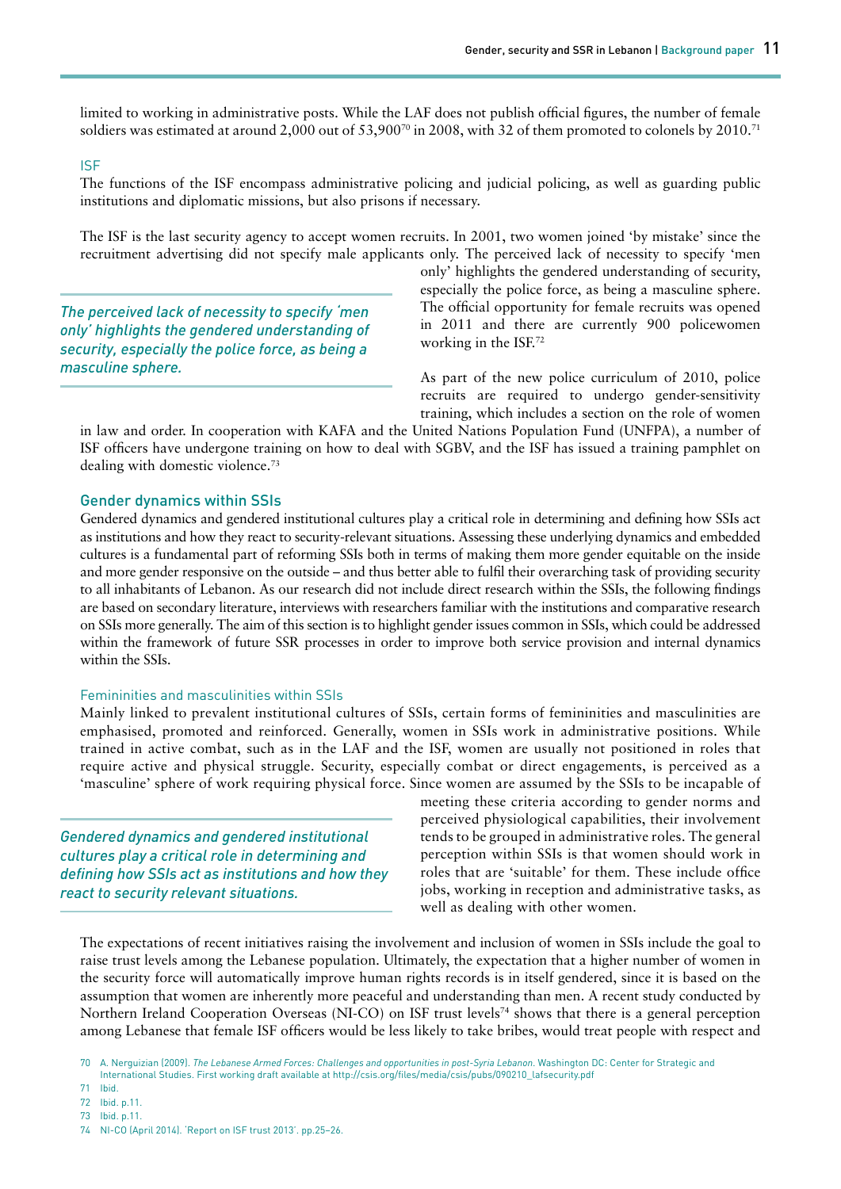limited to working in administrative posts. While the LAF does not publish official figures, the number of female soldiers was estimated at around 2,000 out of 53,900[70] in 2008, with 32 of them promoted to colonels by 2010.[71]

### ISF

The functions of the ISF encompass administrative policing and judicial policing, as well as guarding public institutions and diplomatic missions, but also prisons if necessary.

The ISF is the last security agency to accept women recruits. In 2001, two women joined 'by mistake' since the recruitment advertising did not specify male applicants only. The perceived lack of necessity to specify 'men only' highlights the gendered understanding of security, especially the police force, as being a masculine sphere. The official opportunity for female recruits was opened in 2011 and there are currently 900 policewomen working in the ISF.[72]

*The perceived lack of necessity to specify 'men only' highlights the gendered understanding of security, especially the police force, as being a masculine sphere.*

As part of the new police curriculum of 2010, police recruits are required to undergo gender-sensitivity training, which includes a section on the role of women in law and order. In cooperation with KAFA and the United Nations Population Fund (UNFPA), a number of ISF officers have undergone training on how to deal with SGBV, and the ISF has issued a training pamphlet on dealing with domestic violence.[73]

## Gender dynamics within SSIs

Gendered dynamics and gendered institutional cultures play a critical role in determining and defining how SSIs act as institutions and how they react to security-relevant situations. Assessing these underlying dynamics and embedded cultures is a fundamental part of reforming SSIs both in terms of making them more gender equitable on the inside and more gender responsive on the outside – and thus better able to fulfil their overarching task of providing security to all inhabitants of Lebanon. As our research did not include direct research within the SSIs, the following findings are based on secondary literature, interviews with researchers familiar with the institutions and comparative research on SSIs more generally. The aim of this section is to highlight gender issues common in SSIs, which could be addressed within the framework of future SSR processes in order to improve both service provision and internal dynamics within the SSIs.

### Femininities and masculinities within SSIs

Mainly linked to prevalent institutional cultures of SSIs, certain forms of femininities and masculinities are emphasised, promoted and reinforced. Generally, women in SSIs work in administrative positions. While trained in active combat, such as in the LAF and the ISF, women are usually not positioned in roles that require active and physical struggle. Security, especially combat or direct engagements, is perceived as a 'masculine' sphere of work requiring physical force. Since women are assumed by the SSIs to be incapable of meeting these criteria according to gender norms and perceived physiological capabilities, their involvement tends to be grouped in administrative roles. The general perception within SSIs is that women should work in roles that are 'suitable' for them. These include office jobs, working in reception and administrative tasks, as well as dealing with other women.

*Gendered dynamics and gendered institutional cultures play a critical role in determining and defining how SSIs act as institutions and how they react to security relevant situations.*

The expectations of recent initiatives raising the involvement and inclusion of women in SSIs include the goal to raise trust levels among the Lebanese population. Ultimately, the expectation that a higher number of women in the security force will automatically improve human rights records is in itself gendered, since it is based on the assumption that women are inherently more peaceful and understanding than men. A recent study conducted by Northern Ireland Cooperation Overseas (NI-CO) on ISF trust levels[74] shows that there is a general perception among Lebanese that female ISF officers would be less likely to take bribes, would treat people with respect and

---

70 A. Nerguizian (2009). *The Lebanese Armed Forces: Challenges and opportunities in post-Syria Lebanon*. Washington DC: Center for Strategic and International Studies. First working draft available at http://csis.org/files/media/csis/pubs/090210_lafsecurity.pdf

71 Ibid.

72 Ibid. p.11.

73 Ibid. p.11.

74 NI-CO (April 2014). 'Report on ISF trust 2013'. pp.25–26.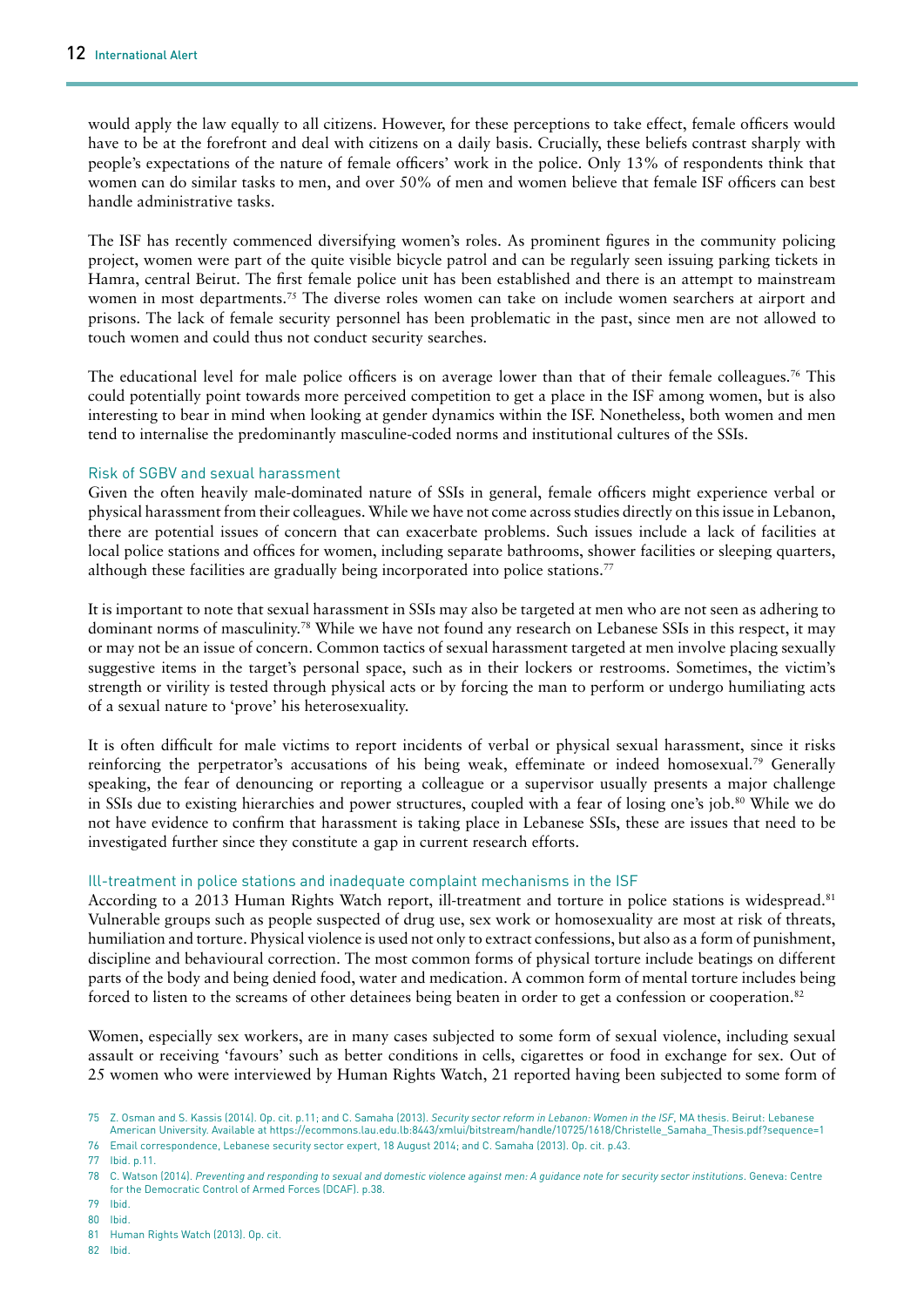would apply the law equally to all citizens. However, for these perceptions to take effect, female officers would have to be at the forefront and deal with citizens on a daily basis. Crucially, these beliefs contrast sharply with people's expectations of the nature of female officers' work in the police. Only 13% of respondents think that women can do similar tasks to men, and over 50% of men and women believe that female ISF officers can best handle administrative tasks.

The ISF has recently commenced diversifying women's roles. As prominent figures in the community policing project, women were part of the quite visible bicycle patrol and can be regularly seen issuing parking tickets in Hamra, central Beirut. The first female police unit has been established and there is an attempt to mainstream women in most departments.[75] The diverse roles women can take on include women searchers at airport and prisons. The lack of female security personnel has been problematic in the past, since men are not allowed to touch women and could thus not conduct security searches.

The educational level for male police officers is on average lower than that of their female colleagues.[76] This could potentially point towards more perceived competition to get a place in the ISF among women, but is also interesting to bear in mind when looking at gender dynamics within the ISF. Nonetheless, both women and men tend to internalise the predominantly masculine-coded norms and institutional cultures of the SSIs.

### Risk of SGBV and sexual harassment

Given the often heavily male-dominated nature of SSIs in general, female officers might experience verbal or physical harassment from their colleagues. While we have not come across studies directly on this issue in Lebanon, there are potential issues of concern that can exacerbate problems. Such issues include a lack of facilities at local police stations and offices for women, including separate bathrooms, shower facilities or sleeping quarters, although these facilities are gradually being incorporated into police stations.[77]

It is important to note that sexual harassment in SSIs may also be targeted at men who are not seen as adhering to dominant norms of masculinity.[78] While we have not found any research on Lebanese SSIs in this respect, it may or may not be an issue of concern. Common tactics of sexual harassment targeted at men involve placing sexually suggestive items in the target's personal space, such as in their lockers or restrooms. Sometimes, the victim's strength or virility is tested through physical acts or by forcing the man to perform or undergo humiliating acts of a sexual nature to 'prove' his heterosexuality.

It is often difficult for male victims to report incidents of verbal or physical sexual harassment, since it risks reinforcing the perpetrator's accusations of his being weak, effeminate or indeed homosexual.[79] Generally speaking, the fear of denouncing or reporting a colleague or a supervisor usually presents a major challenge in SSIs due to existing hierarchies and power structures, coupled with a fear of losing one's job.[80] While we do not have evidence to confirm that harassment is taking place in Lebanese SSIs, these are issues that need to be investigated further since they constitute a gap in current research efforts.

### Ill-treatment in police stations and inadequate complaint mechanisms in the ISF

According to a 2013 Human Rights Watch report, ill-treatment and torture in police stations is widespread.[81] Vulnerable groups such as people suspected of drug use, sex work or homosexuality are most at risk of threats, humiliation and torture. Physical violence is used not only to extract confessions, but also as a form of punishment, discipline and behavioural correction. The most common forms of physical torture include beatings on different parts of the body and being denied food, water and medication. A common form of mental torture includes being forced to listen to the screams of other detainees being beaten in order to get a confession or cooperation.[82]

Women, especially sex workers, are in many cases subjected to some form of sexual violence, including sexual assault or receiving 'favours' such as better conditions in cells, cigarettes or food in exchange for sex. Out of 25 women who were interviewed by Human Rights Watch, 21 reported having been subjected to some form of

75 Z. Osman and S. Kassis (2014). Op. cit. p.11; and C. Samaha (2013). *Security sector reform in Lebanon: Women in the ISF*, MA thesis. Beirut: Lebanese American University. Available at https://ecommons.lau.edu.lb:8443/xmlui/bitstream/handle/10725/1618/Christelle_Samaha_Thesis.pdf?sequence=1

76 Email correspondence, Lebanese security sector expert, 18 August 2014; and C. Samaha (2013). Op. cit. p.43.

77 Ibid. p.11.

78 C. Watson (2014). *Preventing and responding to sexual and domestic violence against men: A guidance note for security sector institutions*. Geneva: Centre for the Democratic Control of Armed Forces (DCAF). p.38.

79 Ibid.

80 Ibid.

81 Human Rights Watch (2013). Op. cit.

82 Ibid.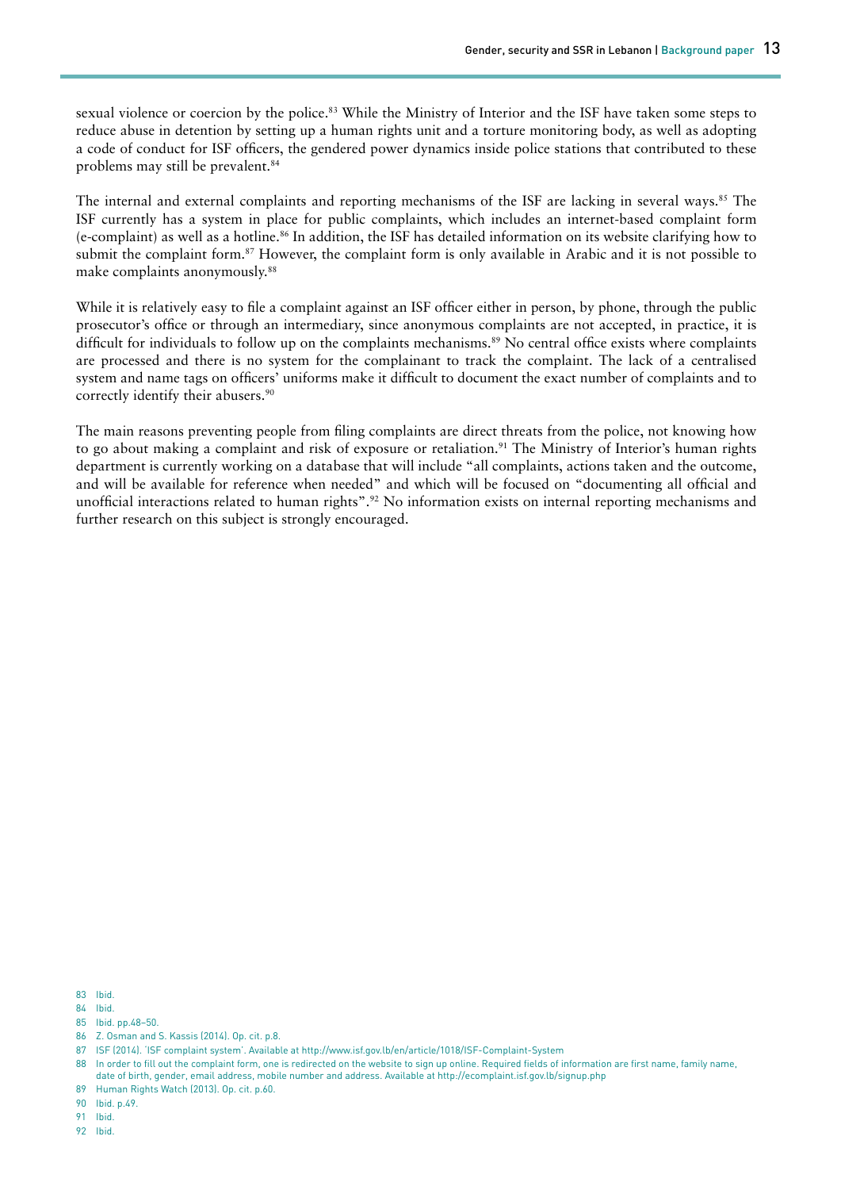sexual violence or coercion by the police.[83] While the Ministry of Interior and the ISF have taken some steps to reduce abuse in detention by setting up a human rights unit and a torture monitoring body, as well as adopting a code of conduct for ISF officers, the gendered power dynamics inside police stations that contributed to these problems may still be prevalent.[84]

The internal and external complaints and reporting mechanisms of the ISF are lacking in several ways.[85] The ISF currently has a system in place for public complaints, which includes an internet-based complaint form (e-complaint) as well as a hotline.[86] In addition, the ISF has detailed information on its website clarifying how to submit the complaint form.[87] However, the complaint form is only available in Arabic and it is not possible to make complaints anonymously.[88]

While it is relatively easy to file a complaint against an ISF officer either in person, by phone, through the public prosecutor's office or through an intermediary, since anonymous complaints are not accepted, in practice, it is difficult for individuals to follow up on the complaints mechanisms.[89] No central office exists where complaints are processed and there is no system for the complainant to track the complaint. The lack of a centralised system and name tags on officers' uniforms make it difficult to document the exact number of complaints and to correctly identify their abusers.[90]

The main reasons preventing people from filing complaints are direct threats from the police, not knowing how to go about making a complaint and risk of exposure or retaliation.[91] The Ministry of Interior's human rights department is currently working on a database that will include "all complaints, actions taken and the outcome, and will be available for reference when needed" and which will be focused on "documenting all official and unofficial interactions related to human rights".[92] No information exists on internal reporting mechanisms and further research on this subject is strongly encouraged.

83 Ibid.

84 Ibid.

85 Ibid. pp.48–50.

86 Z. Osman and S. Kassis (2014). Op. cit. p.8.

87 ISF (2014). 'ISF complaint system'. Available at http://www.isf.gov.lb/en/article/1018/ISF-Complaint-System

88 In order to fill out the complaint form, one is redirected on the website to sign up online. Required fields of information are first name, family name, date of birth, gender, email address, mobile number and address. Available at http://ecomplaint.isf.gov.lb/signup.php

89 Human Rights Watch (2013). Op. cit. p.60.

90 Ibid. p.49.

91 Ibid.

92 Ibid.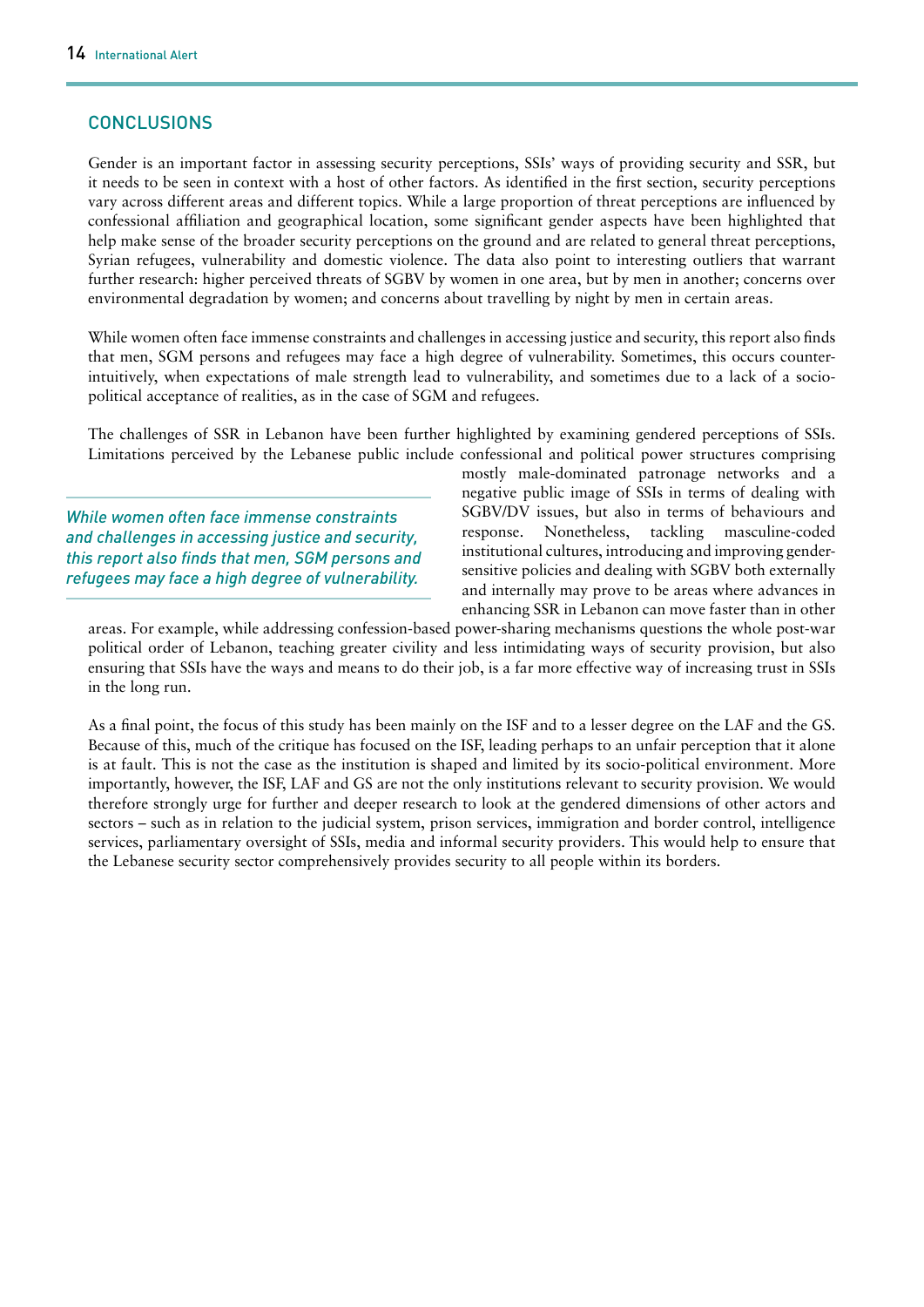## CONCLUSIONS

Gender is an important factor in assessing security perceptions, SSIs' ways of providing security and SSR, but it needs to be seen in context with a host of other factors. As identified in the first section, security perceptions vary across different areas and different topics. While a large proportion of threat perceptions are influenced by confessional affiliation and geographical location, some significant gender aspects have been highlighted that help make sense of the broader security perceptions on the ground and are related to general threat perceptions, Syrian refugees, vulnerability and domestic violence. The data also point to interesting outliers that warrant further research: higher perceived threats of SGBV by women in one area, but by men in another; concerns over environmental degradation by women; and concerns about travelling by night by men in certain areas.

While women often face immense constraints and challenges in accessing justice and security, this report also finds that men, SGM persons and refugees may face a high degree of vulnerability. Sometimes, this occurs counter-intuitively, when expectations of male strength lead to vulnerability, and sometimes due to a lack of a socio-political acceptance of realities, as in the case of SGM and refugees.

The challenges of SSR in Lebanon have been further highlighted by examining gendered perceptions of SSIs. Limitations perceived by the Lebanese public include confessional and political power structures comprising mostly male-dominated patronage networks and a negative public image of SSIs in terms of dealing with SGBV/DV issues, but also in terms of behaviours and response. Nonetheless, tackling masculine-coded institutional cultures, introducing and improving gender-sensitive policies and dealing with SGBV both externally and internally may prove to be areas where advances in enhancing SSR in Lebanon can move faster than in other areas. For example, while addressing confession-based power-sharing mechanisms questions the whole post-war political order of Lebanon, teaching greater civility and less intimidating ways of security provision, but also ensuring that SSIs have the ways and means to do their job, is a far more effective way of increasing trust in SSIs in the long run.

*While women often face immense constraints and challenges in accessing justice and security, this report also finds that men, SGM persons and refugees may face a high degree of vulnerability.*

As a final point, the focus of this study has been mainly on the ISF and to a lesser degree on the LAF and the GS. Because of this, much of the critique has focused on the ISF, leading perhaps to an unfair perception that it alone is at fault. This is not the case as the institution is shaped and limited by its socio-political environment. More importantly, however, the ISF, LAF and GS are not the only institutions relevant to security provision. We would therefore strongly urge for further and deeper research to look at the gendered dimensions of other actors and sectors – such as in relation to the judicial system, prison services, immigration and border control, intelligence services, parliamentary oversight of SSIs, media and informal security providers. This would help to ensure that the Lebanese security sector comprehensively provides security to all people within its borders.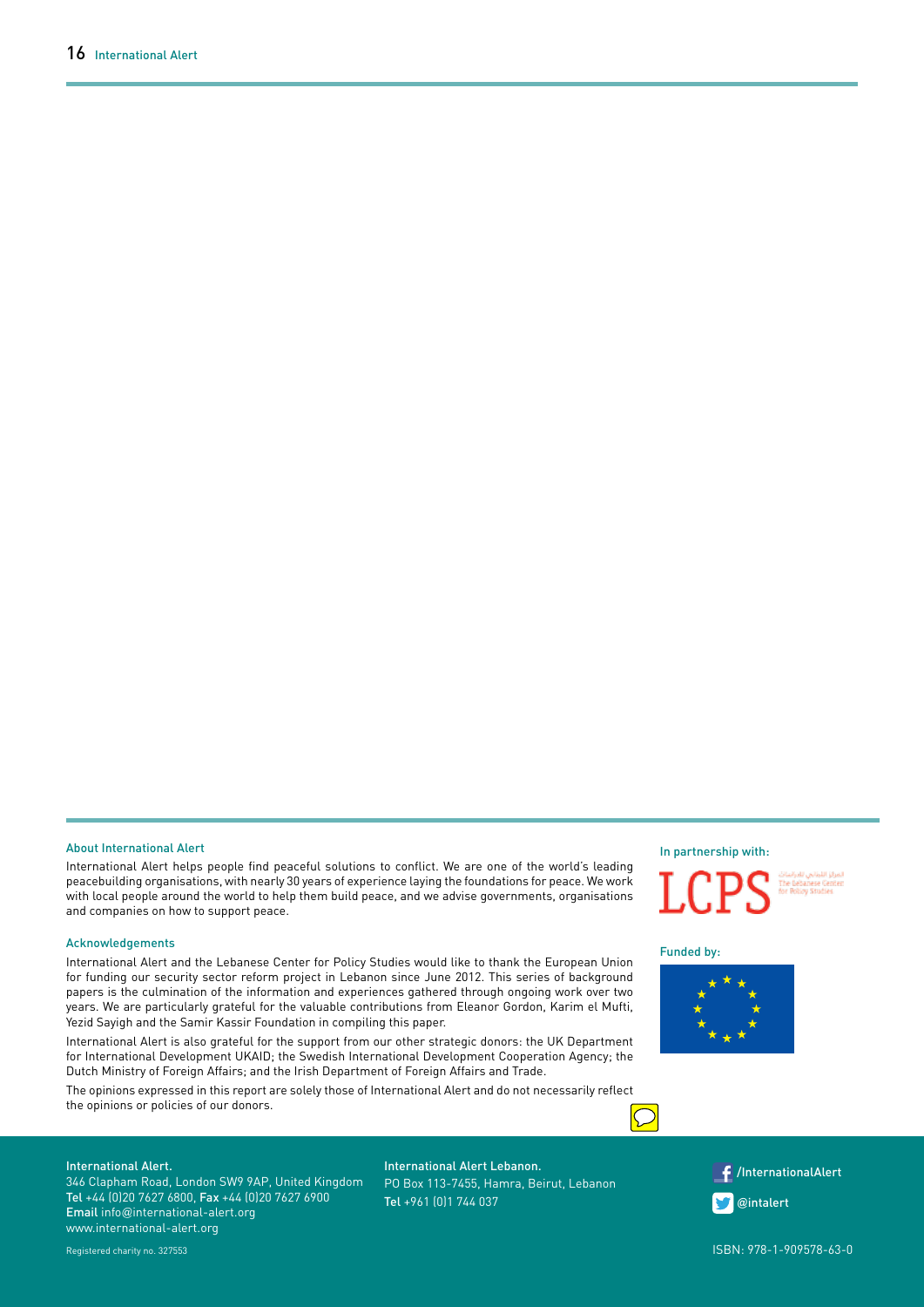### About International Alert

International Alert helps people find peaceful solutions to conflict. We are one of the world's leading peacebuilding organisations, with nearly 30 years of experience laying the foundations for peace. We work with local people around the world to help them build peace, and we advise governments, organisations and companies on how to support peace.

### Acknowledgements

International Alert and the Lebanese Center for Policy Studies would like to thank the European Union for funding our security sector reform project in Lebanon since June 2012. This series of background papers is the culmination of the information and experiences gathered through ongoing work over two years. We are particularly grateful for the valuable contributions from Eleanor Gordon, Karim el Mufti, Yezid Sayigh and the Samir Kassir Foundation in compiling this paper.

International Alert is also grateful for the support from our other strategic donors: the UK Department for International Development UKAID; the Swedish International Development Cooperation Agency; the Dutch Ministry of Foreign Affairs; and the Irish Department of Foreign Affairs and Trade.

The opinions expressed in this report are solely those of International Alert and do not necessarily reflect the opinions or policies of our donors.

In partnership with:

LCPS المركز اللبناني للدراسات The Lebanese Center for Policy Studies

Funded by:

**International Alert.**
346 Clapham Road, London SW9 9AP, United Kingdom
**Tel** +44 (0)20 7627 6800, **Fax** +44 (0)20 7627 6900
**Email** info@international-alert.org
www.international-alert.org

**International Alert Lebanon.**
PO Box 113-7455, Hamra, Beirut, Lebanon
**Tel** +961 (0)1 744 037

/InternationalAlert

@intalert

Registered charity no. 327553

ISBN: 978-1-909578-63-0